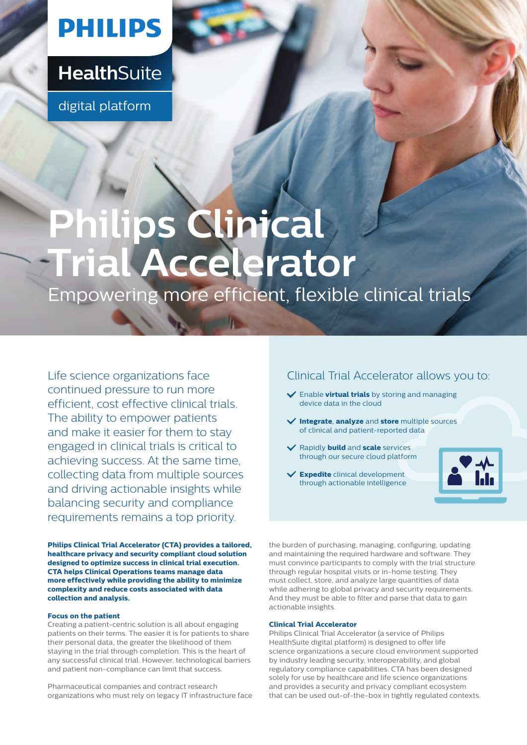PHILIPS

**Health**Suite

digital platform

# Philips Clinical Trial Accelerator

## Empowering more efficient, flexible clinical trials

Life science organizations face continued pressure to run more efficient, cost effective clinical trials. The ability to empower patients and make it easier for them to stay engaged in clinical trials is critical to achieving success. At the same time, collecting data from multiple sources and driving actionable insights while balancing security and compliance requirements remains a top priority.

### Clinical Trial Accelerator allows you to:

- Enable **virtual trials** by storing and managing device data in the cloud
- **Integrate**, **analyze** and **store** multiple sources of clinical and patient-reported data
- Rapidly **build** and **scale** services through our secure cloud platform
- **Expedite** clinical development through actionable intelligence

**Philips Clinical Trial Accelerator (CTA) provides a tailored, healthcare privacy and security compliant cloud solution designed to optimize success in clinical trial execution. CTA helps Clinical Operations teams manage data more effectively while providing the ability to minimize complexity and reduce costs associated with data collection and analysis.**

#### Focus on the patient

Creating a patient-centric solution is all about engaging patients on their terms. The easier it is for patients to share their personal data, the greater the likelihood of them staying in the trial through completion. This is the heart of any successful clinical trial. However, technological barriers and patient non-compliance can limit that success.

Pharmaceutical companies and contract research organizations who must rely on legacy IT infrastructure face the burden of purchasing, managing, configuring, updating and maintaining the required hardware and software. They must convince participants to comply with the trial structure through regular hospital visits or in-home testing. They must collect, store, and analyze large quantities of data while adhering to global privacy and security requirements. And they must be able to filter and parse that data to gain actionable insights.

#### Clinical Trial Accelerator

Philips Clinical Trial Accelerator (a service of Philips HealthSuite digital platform) is designed to offer life science organizations a secure cloud environment supported by industry leading security, interoperability, and global regulatory compliance capabilities. CTA has been designed solely for use by healthcare and life science organizations and provides a security and privacy compliant ecosystem that can be used out-of-the-box in tightly regulated contexts.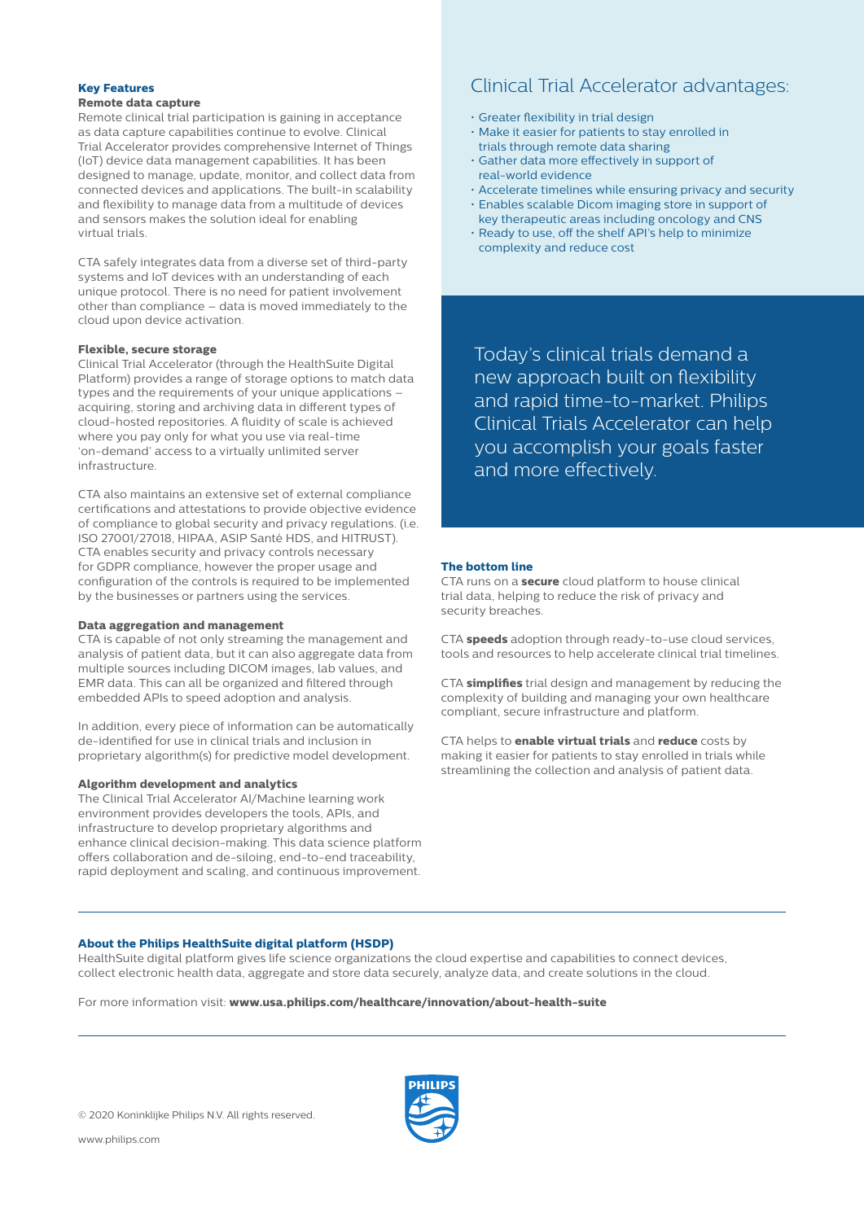## Key Features

### Remote data capture

Remote clinical trial participation is gaining in acceptance as data capture capabilities continue to evolve. Clinical Trial Accelerator provides comprehensive Internet of Things (IoT) device data management capabilities. It has been designed to manage, update, monitor, and collect data from connected devices and applications. The built-in scalability and flexibility to manage data from a multitude of devices and sensors makes the solution ideal for enabling virtual trials.

CTA safely integrates data from a diverse set of third-party systems and IoT devices with an understanding of each unique protocol. There is no need for patient involvement other than compliance – data is moved immediately to the cloud upon device activation.

### Flexible, secure storage

Clinical Trial Accelerator (through the HealthSuite Digital Platform) provides a range of storage options to match data types and the requirements of your unique applications – acquiring, storing and archiving data in different types of cloud-hosted repositories. A fluidity of scale is achieved where you pay only for what you use via real-time 'on-demand' access to a virtually unlimited server infrastructure.

CTA also maintains an extensive set of external compliance certifications and attestations to provide objective evidence of compliance to global security and privacy regulations. (i.e. ISO 27001/27018, HIPAA, ASIP Santé HDS, and HITRUST). CTA enables security and privacy controls necessary for GDPR compliance, however the proper usage and configuration of the controls is required to be implemented by the businesses or partners using the services.

### Data aggregation and management

CTA is capable of not only streaming the management and analysis of patient data, but it can also aggregate data from multiple sources including DICOM images, lab values, and EMR data. This can all be organized and filtered through embedded APIs to speed adoption and analysis.

In addition, every piece of information can be automatically de-identified for use in clinical trials and inclusion in proprietary algorithm(s) for predictive model development.

### Algorithm development and analytics

The Clinical Trial Accelerator AI/Machine learning work environment provides developers the tools, APIs, and infrastructure to develop proprietary algorithms and enhance clinical decision-making. This data science platform offers collaboration and de-siloing, end-to-end traceability, rapid deployment and scaling, and continuous improvement.

## Clinical Trial Accelerator advantages:

- Greater flexibility in trial design
- Make it easier for patients to stay enrolled in trials through remote data sharing
- Gather data more effectively in support of real-world evidence
- Accelerate timelines while ensuring privacy and security
- Enables scalable Dicom imaging store in support of key therapeutic areas including oncology and CNS
- Ready to use, off the shelf API's help to minimize complexity and reduce cost

Today's clinical trials demand a new approach built on flexibility and rapid time-to-market. Philips Clinical Trials Accelerator can help you accomplish your goals faster and more effectively.

### The bottom line

CTA runs on a **secure** cloud platform to house clinical trial data, helping to reduce the risk of privacy and security breaches.

CTA **speeds** adoption through ready-to-use cloud services, tools and resources to help accelerate clinical trial timelines.

CTA **simplifies** trial design and management by reducing the complexity of building and managing your own healthcare compliant, secure infrastructure and platform.

CTA helps to **enable virtual trials** and **reduce** costs by making it easier for patients to stay enrolled in trials while streamlining the collection and analysis of patient data.

---

### About the Philips HealthSuite digital platform (HSDP)

HealthSuite digital platform gives life science organizations the cloud expertise and capabilities to connect devices, collect electronic health data, aggregate and store data securely, analyze data, and create solutions in the cloud.

For more information visit: **www.usa.philips.com/healthcare/innovation/about-health-suite**

---

PHILIPS

© 2020 Koninklijke Philips N.V. All rights reserved.

www.philips.com